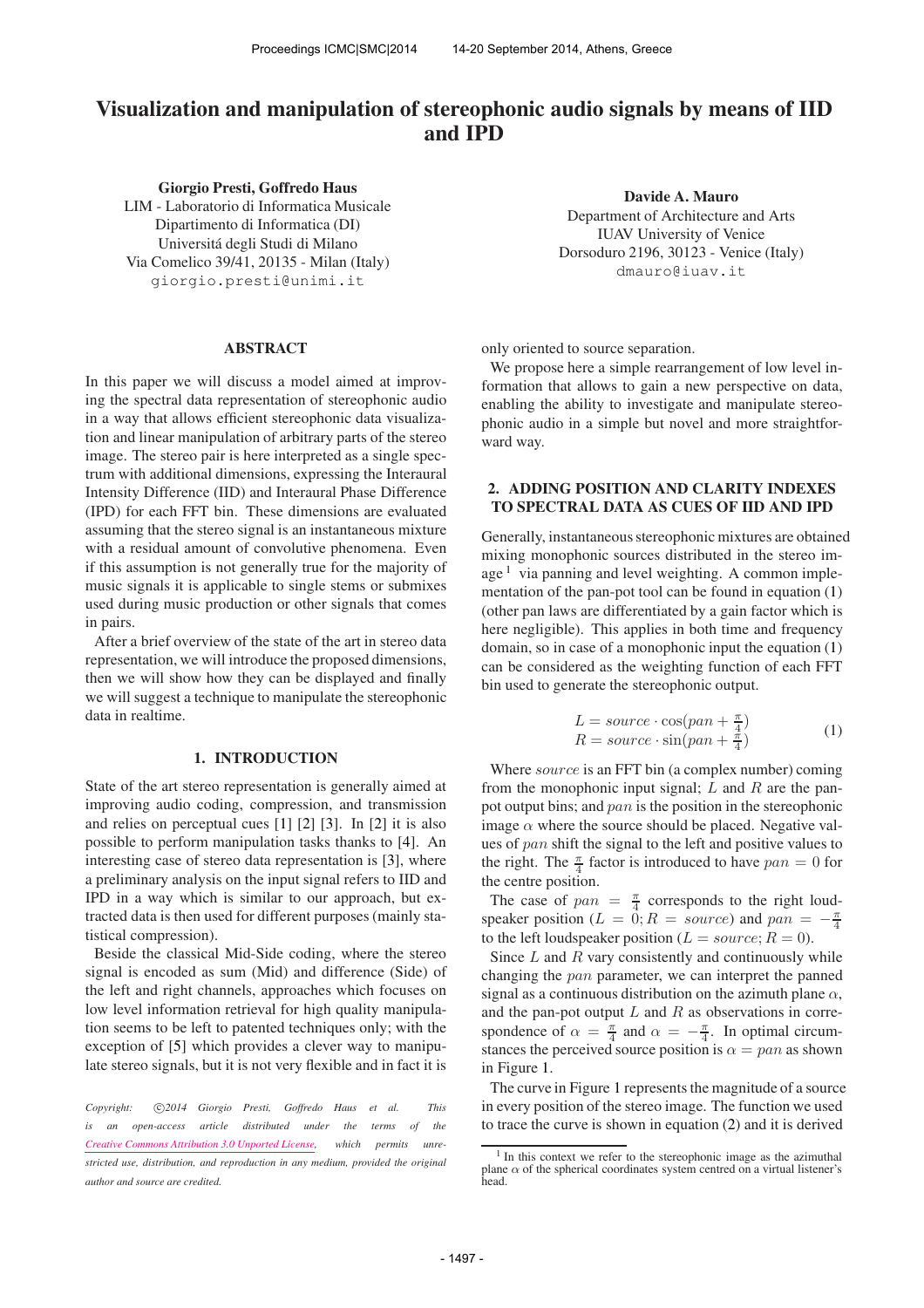# Visualization and manipulation of stereophonic audio signals by means of IID and IPD

**Giorgio Presti, Goffredo Haus**
LIM - Laboratorio di Informatica Musicale
Dipartimento di Informatica (DI)
Universitá degli Studi di Milano
Via Comelico 39/41, 20135 - Milan (Italy)
giorgio.presti@unimi.it

**Davide A. Mauro**
Department of Architecture and Arts
IUAV University of Venice
Dorsoduro 2196, 30123 - Venice (Italy)
dmauro@iuav.it

## ABSTRACT

In this paper we will discuss a model aimed at improving the spectral data representation of stereophonic audio in a way that allows efficient stereophonic data visualization and linear manipulation of arbitrary parts of the stereo image. The stereo pair is here interpreted as a single spectrum with additional dimensions, expressing the Interaural Intensity Difference (IID) and Interaural Phase Difference (IPD) for each FFT bin. These dimensions are evaluated assuming that the stereo signal is an instantaneous mixture with a residual amount of convolutive phenomena. Even if this assumption is not generally true for the majority of music signals it is applicable to single stems or submixes used during music production or other signals that comes in pairs.

After a brief overview of the state of the art in stereo data representation, we will introduce the proposed dimensions, then we will show how they can be displayed and finally we will suggest a technique to manipulate the stereophonic data in realtime.

## 1. INTRODUCTION

State of the art stereo representation is generally aimed at improving audio coding, compression, and transmission and relies on perceptual cues [1] [2] [3]. In [2] it is also possible to perform manipulation tasks thanks to [4]. An interesting case of stereo data representation is [3], where a preliminary analysis on the input signal refers to IID and IPD in a way which is similar to our approach, but extracted data is then used for different purposes (mainly statistical compression).

Beside the classical Mid-Side coding, where the stereo signal is encoded as sum (Mid) and difference (Side) of the left and right channels, approaches which focuses on low level information retrieval for high quality manipulation seems to be left to patented techniques only; with the exception of [5] which provides a clever way to manipulate stereo signals, but it is not very flexible and in fact it is only oriented to source separation.

We propose here a simple rearrangement of low level information that allows to gain a new perspective on data, enabling the ability to investigate and manipulate stereophonic audio in a simple but novel and more straightforward way.

## 2. ADDING POSITION AND CLARITY INDEXES TO SPECTRAL DATA AS CUES OF IID AND IPD

Generally, instantaneous stereophonic mixtures are obtained mixing monophonic sources distributed in the stereo image [1] via panning and level weighting. A common implementation of the pan-pot tool can be found in equation (1) (other pan laws are differentiated by a gain factor which is here negligible). This applies in both time and frequency domain, so in case of a monophonic input the equation (1) can be considered as the weighting function of each FFT bin used to generate the stereophonic output.

$$
\begin{aligned}
L &= source \cdot \cos(pan + \tfrac{\pi}{4}) \\
R &= source \cdot \sin(pan + \tfrac{\pi}{4})
\end{aligned}
\tag{1}
$$

Where $source$ is an FFT bin (a complex number) coming from the monophonic input signal; $L$ and $R$ are the panpot output bins; and $pan$ is the position in the stereophonic image $\alpha$ where the source should be placed. Negative values of $pan$ shift the signal to the left and positive values to the right. The $\frac{\pi}{4}$ factor is introduced to have $pan = 0$ for the centre position.

The case of $pan = \frac{\pi}{4}$ corresponds to the right loudspeaker position ($L = 0; R = source$) and $pan = -\frac{\pi}{4}$ to the left loudspeaker position ($L = source; R = 0$).

Since $L$ and $R$ vary consistently and continuously while changing the $pan$ parameter, we can interpret the panned signal as a continuous distribution on the azimuth plane $\alpha$, and the pan-pot output $L$ and $R$ as observations in correspondence of $\alpha = \frac{\pi}{4}$ and $\alpha = -\frac{\pi}{4}$. In optimal circumstances the perceived source position is $\alpha = pan$ as shown in Figure 1.

The curve in Figure 1 represents the magnitude of a source in every position of the stereo image. The function we used to trace the curve is shown in equation (2) and it is derived

[1] In this context we refer to the stereophonic image as the azimuthal plane $\alpha$ of the spherical coordinates system centred on a virtual listener's head.

*Copyright: ©2014 Giorgio Presti, Goffredo Haus et al. This is an open-access article distributed under the terms of the Creative Commons Attribution 3.0 Unported License, which permits unrestricted use, distribution, and reproduction in any medium, provided the original author and source are credited.*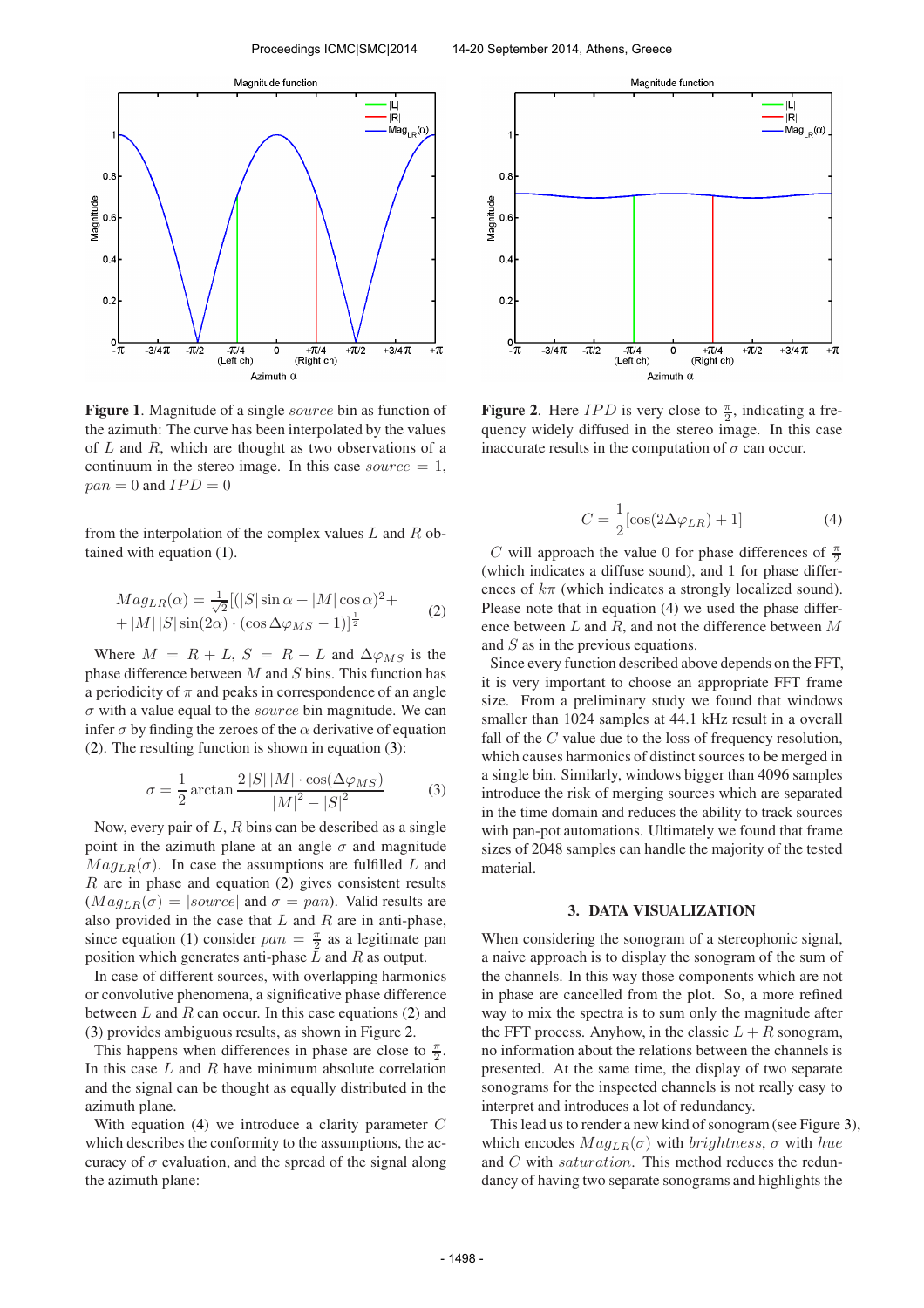**Figure 1**. Magnitude of a single *source* bin as function of the azimuth: The curve has been interpolated by the values of $L$ and $R$, which are thought as two observations of a continuum in the stereo image. In this case $source = 1$, $pan = 0$ and $IPD = 0$

from the interpolation of the complex values $L$ and $R$ obtained with equation (1).

$$Mag_{LR}(\alpha) = \frac{1}{\sqrt{2}}[(|S|\sin\alpha + |M|\cos\alpha)^2 + |M|\,|S|\sin(2\alpha)\cdot(\cos\Delta\varphi_{MS} - 1)]^{\frac{1}{2}} \quad (2)$$

Where $M = R + L$, $S = R - L$ and $\Delta\varphi_{MS}$ is the phase difference between $M$ and $S$ bins. This function has a periodicity of $\pi$ and peaks in correspondence of an angle $\sigma$ with a value equal to the *source* bin magnitude. We can infer $\sigma$ by finding the zeroes of the $\alpha$ derivative of equation (2). The resulting function is shown in equation (3):

$$\sigma = \frac{1}{2}\arctan\frac{2\,|S|\,|M|\cdot\cos(\Delta\varphi_{MS})}{|M|^2 - |S|^2} \quad (3)$$

Now, every pair of $L$, $R$ bins can be described as a single point in the azimuth plane at an angle $\sigma$ and magnitude $Mag_{LR}(\sigma)$. In case the assumptions are fulfilled $L$ and $R$ are in phase and equation (2) gives consistent results ($Mag_{LR}(\sigma) = |source|$ and $\sigma = pan$). Valid results are also provided in the case that $L$ and $R$ are in anti-phase, since equation (1) consider $pan = \frac{\pi}{2}$ as a legitimate pan position which generates anti-phase $L$ and $R$ as output.

In case of different sources, with overlapping harmonics or convolutive phenomena, a significative phase difference between $L$ and $R$ can occur. In this case equations (2) and (3) provides ambiguous results, as shown in Figure 2.

This happens when differences in phase are close to $\frac{\pi}{2}$. In this case $L$ and $R$ have minimum absolute correlation and the signal can be thought as equally distributed in the azimuth plane.

With equation (4) we introduce a clarity parameter $C$ which describes the conformity to the assumptions, the accuracy of $\sigma$ evaluation, and the spread of the signal along the azimuth plane:

**Figure 2**. Here $IPD$ is very close to $\frac{\pi}{2}$, indicating a frequency widely diffused in the stereo image. In this case inaccurate results in the computation of $\sigma$ can occur.

$$C = \frac{1}{2}[\cos(2\Delta\varphi_{LR}) + 1] \quad (4)$$

$C$ will approach the value 0 for phase differences of $\frac{\pi}{2}$ (which indicates a diffuse sound), and 1 for phase differences of $k\pi$ (which indicates a strongly localized sound). Please note that in equation (4) we used the phase difference between $L$ and $R$, and not the difference between $M$ and $S$ as in the previous equations.

Since every function described above depends on the FFT, it is very important to choose an appropriate FFT frame size. From a preliminary study we found that windows smaller than 1024 samples at 44.1 kHz result in a overall fall of the $C$ value due to the loss of frequency resolution, which causes harmonics of distinct sources to be merged in a single bin. Similarly, windows bigger than 4096 samples introduce the risk of merging sources which are separated in the time domain and reduces the ability to track sources with pan-pot automations. Ultimately we found that frame sizes of 2048 samples can handle the majority of the tested material.

## 3. DATA VISUALIZATION

When considering the sonogram of a stereophonic signal, a naive approach is to display the sonogram of the sum of the channels. In this way those components which are not in phase are cancelled from the plot. So, a more refined way to mix the spectra is to sum only the magnitude after the FFT process. Anyhow, in the classic $L + R$ sonogram, no information about the relations between the channels is presented. At the same time, the display of two separate sonograms for the inspected channels is not really easy to interpret and introduces a lot of redundancy.

This lead us to render a new kind of sonogram (see Figure 3), which encodes $Mag_{LR}(\sigma)$ with *brightness*, $\sigma$ with *hue* and $C$ with *saturation*. This method reduces the redundancy of having two separate sonograms and highlights the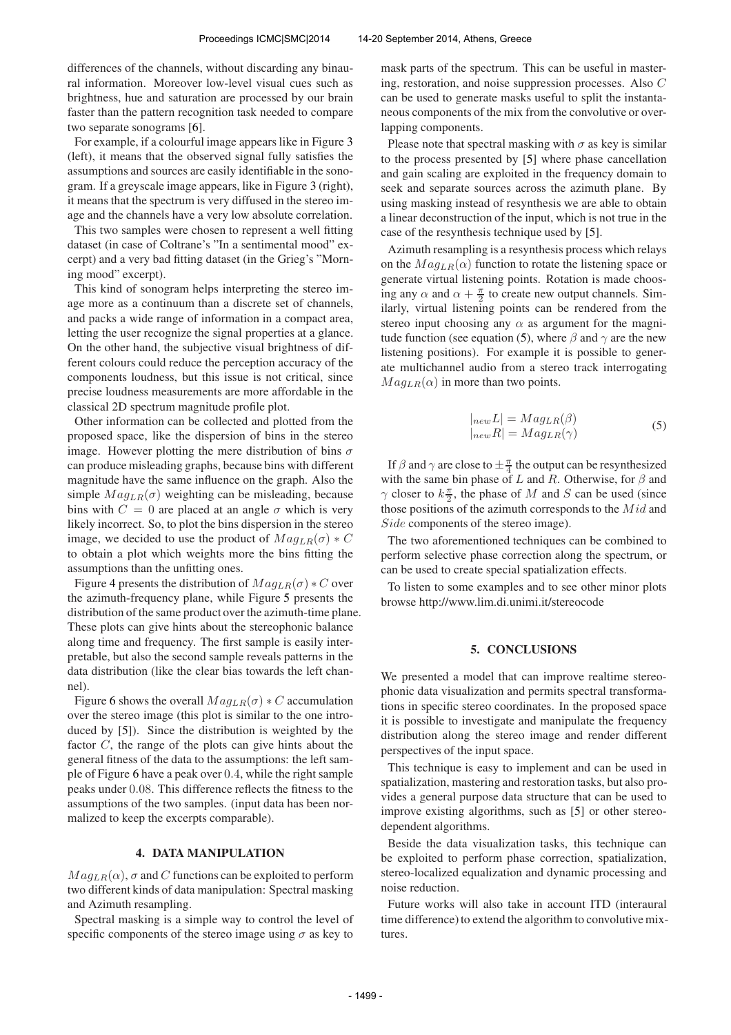differences of the channels, without discarding any binaural information. Moreover low-level visual cues such as brightness, hue and saturation are processed by our brain faster than the pattern recognition task needed to compare two separate sonograms [6].

For example, if a colourful image appears like in Figure 3 (left), it means that the observed signal fully satisfies the assumptions and sources are easily identifiable in the sonogram. If a greyscale image appears, like in Figure 3 (right), it means that the spectrum is very diffused in the stereo image and the channels have a very low absolute correlation.

This two samples were chosen to represent a well fitting dataset (in case of Coltrane's "In a sentimental mood" excerpt) and a very bad fitting dataset (in the Grieg's "Morning mood" excerpt).

This kind of sonogram helps interpreting the stereo image more as a continuum than a discrete set of channels, and packs a wide range of information in a compact area, letting the user recognize the signal properties at a glance. On the other hand, the subjective visual brightness of different colours could reduce the perception accuracy of the components loudness, but this issue is not critical, since precise loudness measurements are more affordable in the classical 2D spectrum magnitude profile plot.

Other information can be collected and plotted from the proposed space, like the dispersion of bins in the stereo image. However plotting the mere distribution of bins $\sigma$ can produce misleading graphs, because bins with different magnitude have the same influence on the graph. Also the simple $Mag_{LR}(\sigma)$ weighting can be misleading, because bins with $C = 0$ are placed at an angle $\sigma$ which is very likely incorrect. So, to plot the bins dispersion in the stereo image, we decided to use the product of $Mag_{LR}(\sigma) * C$ to obtain a plot which weights more the bins fitting the assumptions than the unfitting ones.

Figure 4 presents the distribution of $Mag_{LR}(\sigma) * C$ over the azimuth-frequency plane, while Figure 5 presents the distribution of the same product over the azimuth-time plane. These plots can give hints about the stereophonic balance along time and frequency. The first sample is easily interpretable, but also the second sample reveals patterns in the data distribution (like the clear bias towards the left channel).

Figure 6 shows the overall $Mag_{LR}(\sigma) * C$ accumulation over the stereo image (this plot is similar to the one introduced by [5]). Since the distribution is weighted by the factor $C$, the range of the plots can give hints about the general fitness of the data to the assumptions: the left sample of Figure 6 have a peak over $0.4$, while the right sample peaks under $0.08$. This difference reflects the fitness to the assumptions of the two samples. (input data has been normalized to keep the excerpts comparable).

## 4. DATA MANIPULATION

$Mag_{LR}(\alpha)$, $\sigma$ and $C$ functions can be exploited to perform two different kinds of data manipulation: Spectral masking and Azimuth resampling.

Spectral masking is a simple way to control the level of specific components of the stereo image using $\sigma$ as key to mask parts of the spectrum. This can be useful in mastering, restoration, and noise suppression processes. Also $C$ can be used to generate masks useful to split the instantaneous components of the mix from the convolutive or overlapping components.

Please note that spectral masking with $\sigma$ as key is similar to the process presented by [5] where phase cancellation and gain scaling are exploited in the frequency domain to seek and separate sources across the azimuth plane. By using masking instead of resynthesis we are able to obtain a linear deconstruction of the input, which is not true in the case of the resynthesis technique used by [5].

Azimuth resampling is a resynthesis process which relays on the $Mag_{LR}(\alpha)$ function to rotate the listening space or generate virtual listening points. Rotation is made choosing any $\alpha$ and $\alpha + \frac{\pi}{2}$ to create new output channels. Similarly, virtual listening points can be rendered from the stereo input choosing any $\alpha$ as argument for the magnitude function (see equation (5), where $\beta$ and $\gamma$ are the new listening positions). For example it is possible to generate multichannel audio from a stereo track interrogating $Mag_{LR}(\alpha)$ in more than two points.

$$
\begin{aligned}
|_{new}L| &= Mag_{LR}(\beta) \\
|_{new}R| &= Mag_{LR}(\gamma)
\end{aligned}
\tag{5}
$$

If $\beta$ and $\gamma$ are close to $\pm\frac{\pi}{4}$ the output can be resynthesized with the same bin phase of $L$ and $R$. Otherwise, for $\beta$ and $\gamma$ closer to $k\frac{\pi}{2}$, the phase of $M$ and $S$ can be used (since those positions of the azimuth corresponds to the $Mid$ and $Side$ components of the stereo image).

The two aforementioned techniques can be combined to perform selective phase correction along the spectrum, or can be used to create special spatialization effects.

To listen to some examples and to see other minor plots browse http://www.lim.di.unimi.it/stereocode

## 5. CONCLUSIONS

We presented a model that can improve realtime stereophonic data visualization and permits spectral transformations in specific stereo coordinates. In the proposed space it is possible to investigate and manipulate the frequency distribution along the stereo image and render different perspectives of the input space.

This technique is easy to implement and can be used in spatialization, mastering and restoration tasks, but also provides a general purpose data structure that can be used to improve existing algorithms, such as [5] or other stereo-dependent algorithms.

Beside the data visualization tasks, this technique can be exploited to perform phase correction, spatialization, stereo-localized equalization and dynamic processing and noise reduction.

Future works will also take in account ITD (interaural time difference) to extend the algorithm to convolutive mixtures.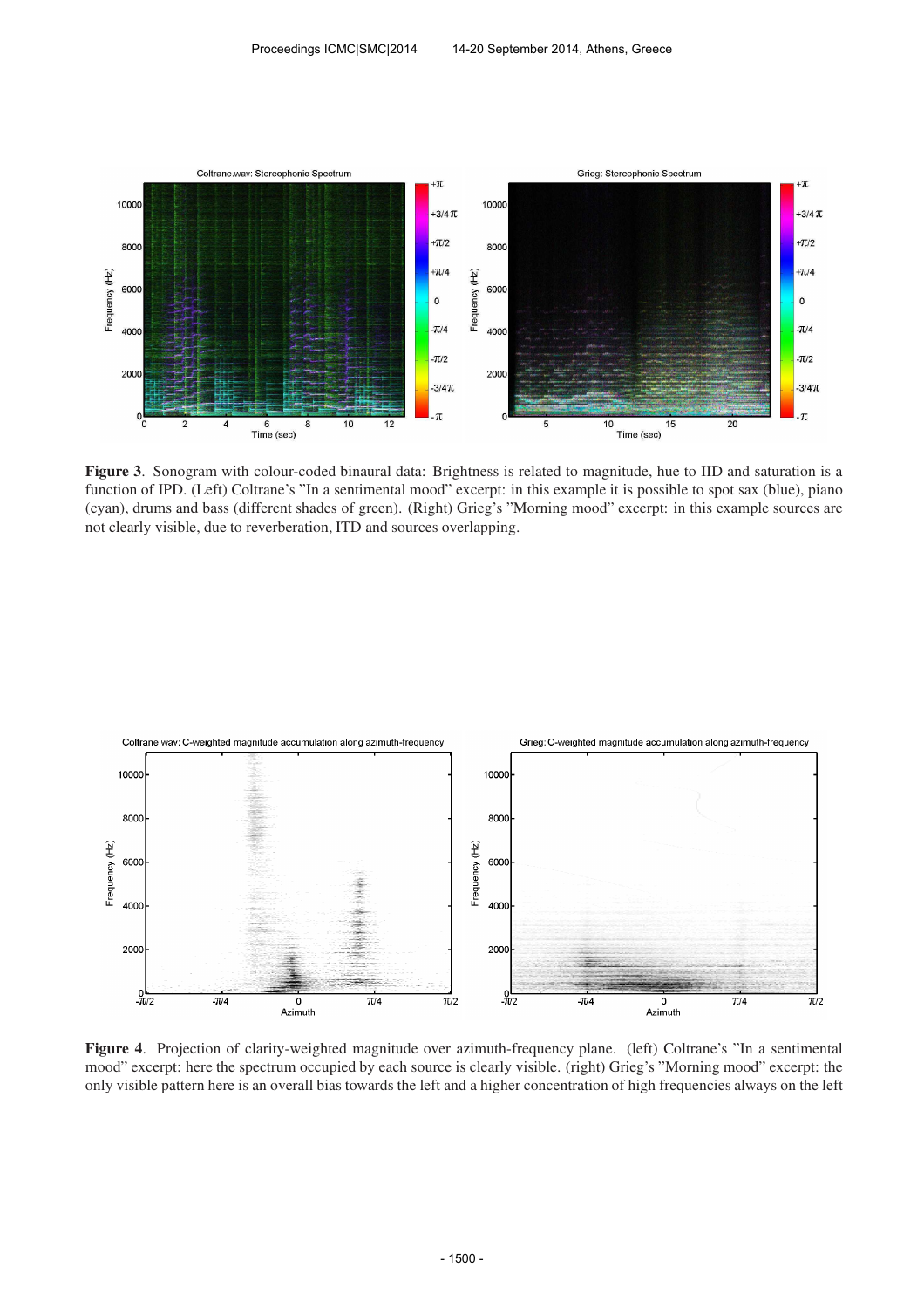**Figure 3**. Sonogram with colour-coded binaural data: Brightness is related to magnitude, hue to IID and saturation is a function of IPD. (Left) Coltrane's "In a sentimental mood" excerpt: in this example it is possible to spot sax (blue), piano (cyan), drums and bass (different shades of green). (Right) Grieg's "Morning mood" excerpt: in this example sources are not clearly visible, due to reverberation, ITD and sources overlapping.

**Figure 4**. Projection of clarity-weighted magnitude over azimuth-frequency plane. (left) Coltrane's "In a sentimental mood" excerpt: here the spectrum occupied by each source is clearly visible. (right) Grieg's "Morning mood" excerpt: the only visible pattern here is an overall bias towards the left and a higher concentration of high frequencies always on the left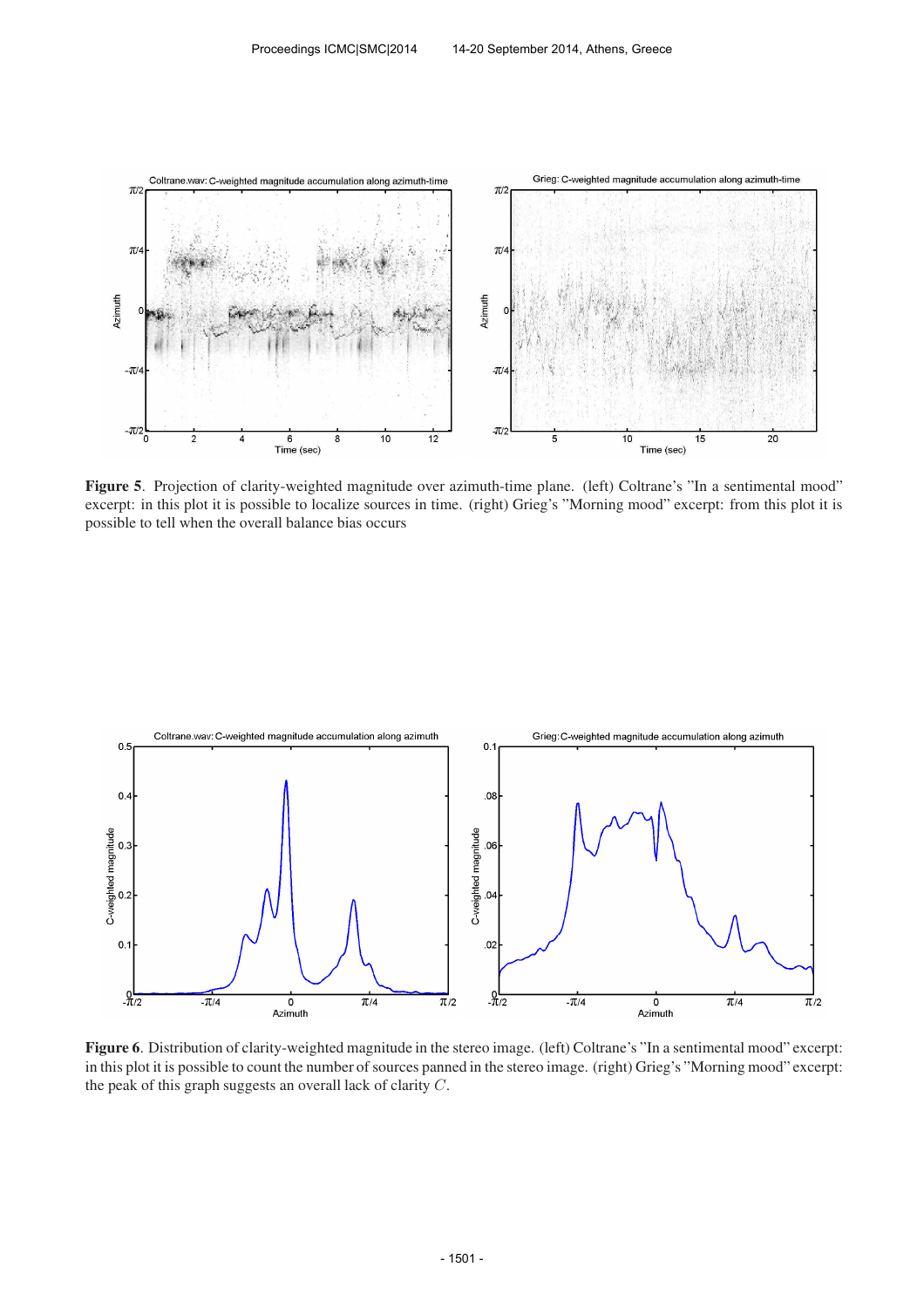**Figure 5**. Projection of clarity-weighted magnitude over azimuth-time plane. (left) Coltrane's "In a sentimental mood" excerpt: in this plot it is possible to localize sources in time. (right) Grieg's "Morning mood" excerpt: from this plot it is possible to tell when the overall balance bias occurs

**Figure 6**. Distribution of clarity-weighted magnitude in the stereo image. (left) Coltrane's "In a sentimental mood" excerpt: in this plot it is possible to count the number of sources panned in the stereo image. (right) Grieg's "Morning mood" excerpt: the peak of this graph suggests an overall lack of clarity $C$.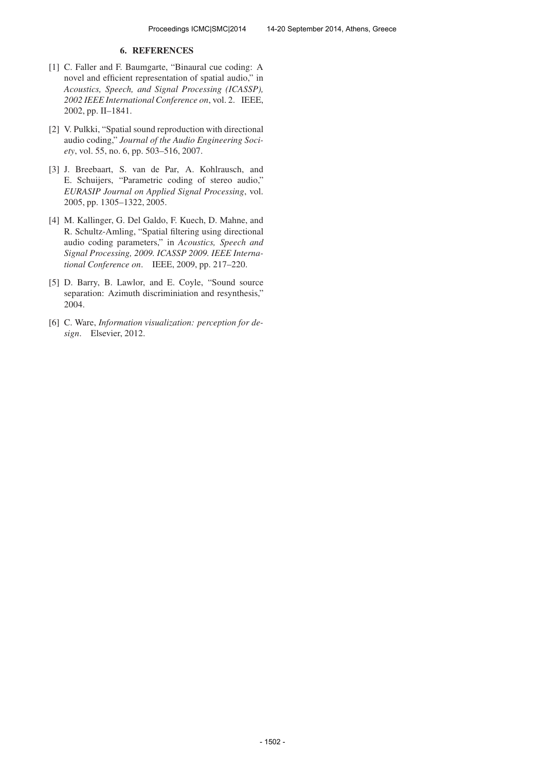## 6. REFERENCES

[1] C. Faller and F. Baumgarte, "Binaural cue coding: A novel and efficient representation of spatial audio," in *Acoustics, Speech, and Signal Processing (ICASSP), 2002 IEEE International Conference on*, vol. 2. IEEE, 2002, pp. II–1841.

[2] V. Pulkki, "Spatial sound reproduction with directional audio coding," *Journal of the Audio Engineering Society*, vol. 55, no. 6, pp. 503–516, 2007.

[3] J. Breebaart, S. van de Par, A. Kohlrausch, and E. Schuijers, "Parametric coding of stereo audio," *EURASIP Journal on Applied Signal Processing*, vol. 2005, pp. 1305–1322, 2005.

[4] M. Kallinger, G. Del Galdo, F. Kuech, D. Mahne, and R. Schultz-Amling, "Spatial filtering using directional audio coding parameters," in *Acoustics, Speech and Signal Processing, 2009. ICASSP 2009. IEEE International Conference on*. IEEE, 2009, pp. 217–220.

[5] D. Barry, B. Lawlor, and E. Coyle, "Sound source separation: Azimuth discriminiation and resynthesis," 2004.

[6] C. Ware, *Information visualization: perception for design*. Elsevier, 2012.